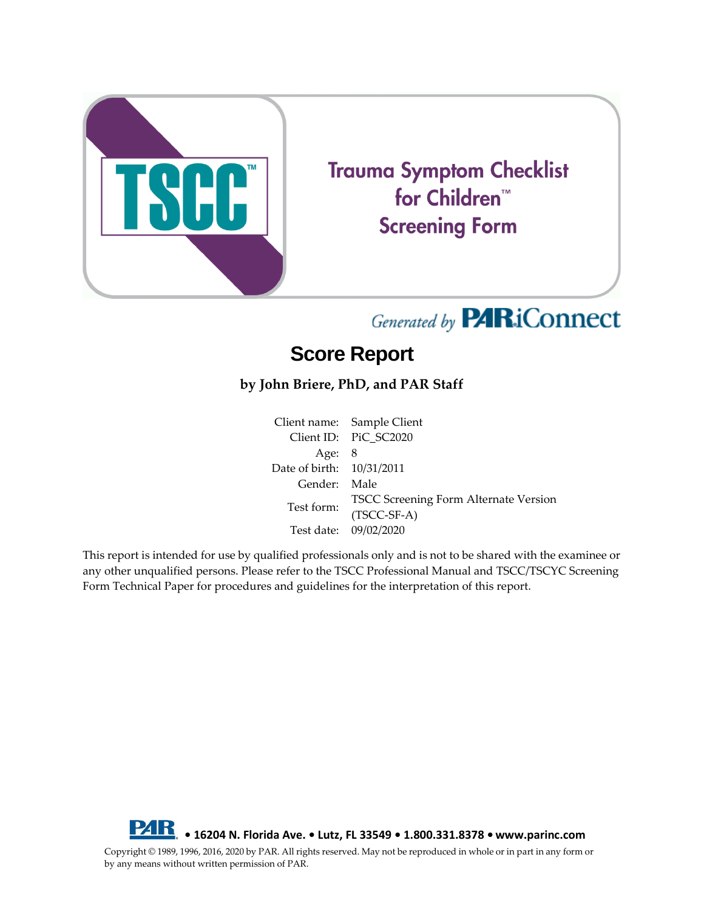TSCC™

# Trauma Symptom Checklist for Children™ Screening Form

*Generated by* PARiConnect

## Score Report

**by John Briere, PhD, and PAR Staff**

| | |
|---|---|
| Client name: | Sample Client |
| Client ID: | PiC_SC2020 |
| Age: | 8 |
| Date of birth: | 10/31/2011 |
| Gender: | Male |
| Test form: | TSCC Screening Form Alternate Version (TSCC-SF-A) |
| Test date: | 09/02/2020 |

This report is intended for use by qualified professionals only and is not to be shared with the examinee or any other unqualified persons. Please refer to the TSCC Professional Manual and TSCC/TSCYC Screening Form Technical Paper for procedures and guidelines for the interpretation of this report.

PAR • 16204 N. Florida Ave. • Lutz, FL 33549 • 1.800.331.8378 • www.parinc.com

Copyright © 1989, 1996, 2016, 2020 by PAR. All rights reserved. May not be reproduced in whole or in part in any form or by any means without written permission of PAR.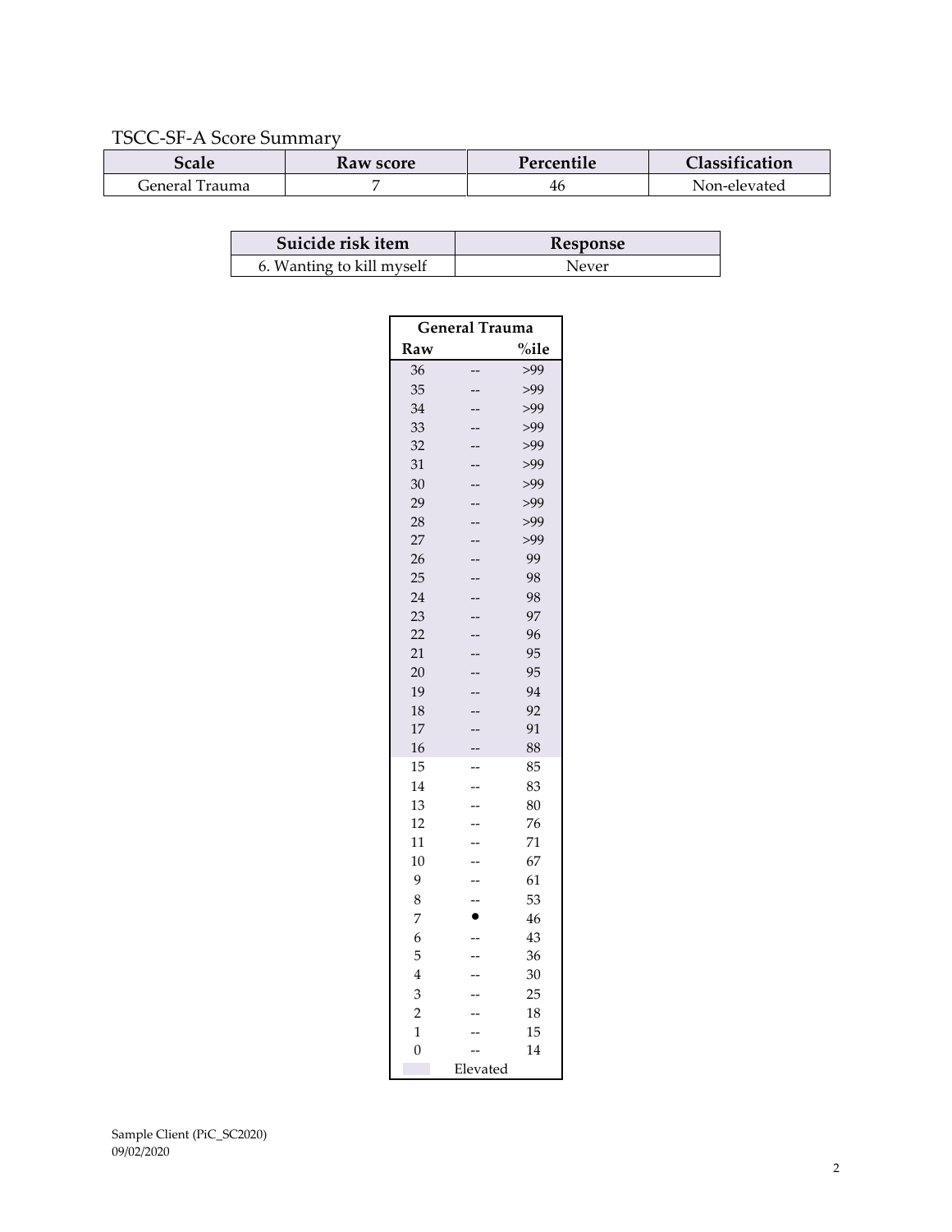TSCC-SF-A Score Summary

| Scale | Raw score | Percentile | Classification |
|---|---|---|---|
| General Trauma | 7 | 46 | Non-elevated |

| Suicide risk item | Response |
|---|---|
| 6. Wanting to kill myself | Never |

| General Trauma | | |
|---|---|---|
| Raw | | %ile |
| 36 | -- | >99 |
| 35 | -- | >99 |
| 34 | -- | >99 |
| 33 | -- | >99 |
| 32 | -- | >99 |
| 31 | -- | >99 |
| 30 | -- | >99 |
| 29 | -- | >99 |
| 28 | -- | >99 |
| 27 | -- | >99 |
| 26 | -- | 99 |
| 25 | -- | 98 |
| 24 | -- | 98 |
| 23 | -- | 97 |
| 22 | -- | 96 |
| 21 | -- | 95 |
| 20 | -- | 95 |
| 19 | -- | 94 |
| 18 | -- | 92 |
| 17 | -- | 91 |
| 16 | -- | 88 |
| 15 | -- | 85 |
| 14 | -- | 83 |
| 13 | -- | 80 |
| 12 | -- | 76 |
| 11 | -- | 71 |
| 10 | -- | 67 |
| 9 | -- | 61 |
| 8 | -- | 53 |
| 7 | ● | 46 |
| 6 | -- | 43 |
| 5 | -- | 36 |
| 4 | -- | 30 |
| 3 | -- | 25 |
| 2 | -- | 18 |
| 1 | -- | 15 |
| 0 | -- | 14 |

Shaded rows (raw scores 16–36) = Elevated

Sample Client (PiC_SC2020)
09/02/2020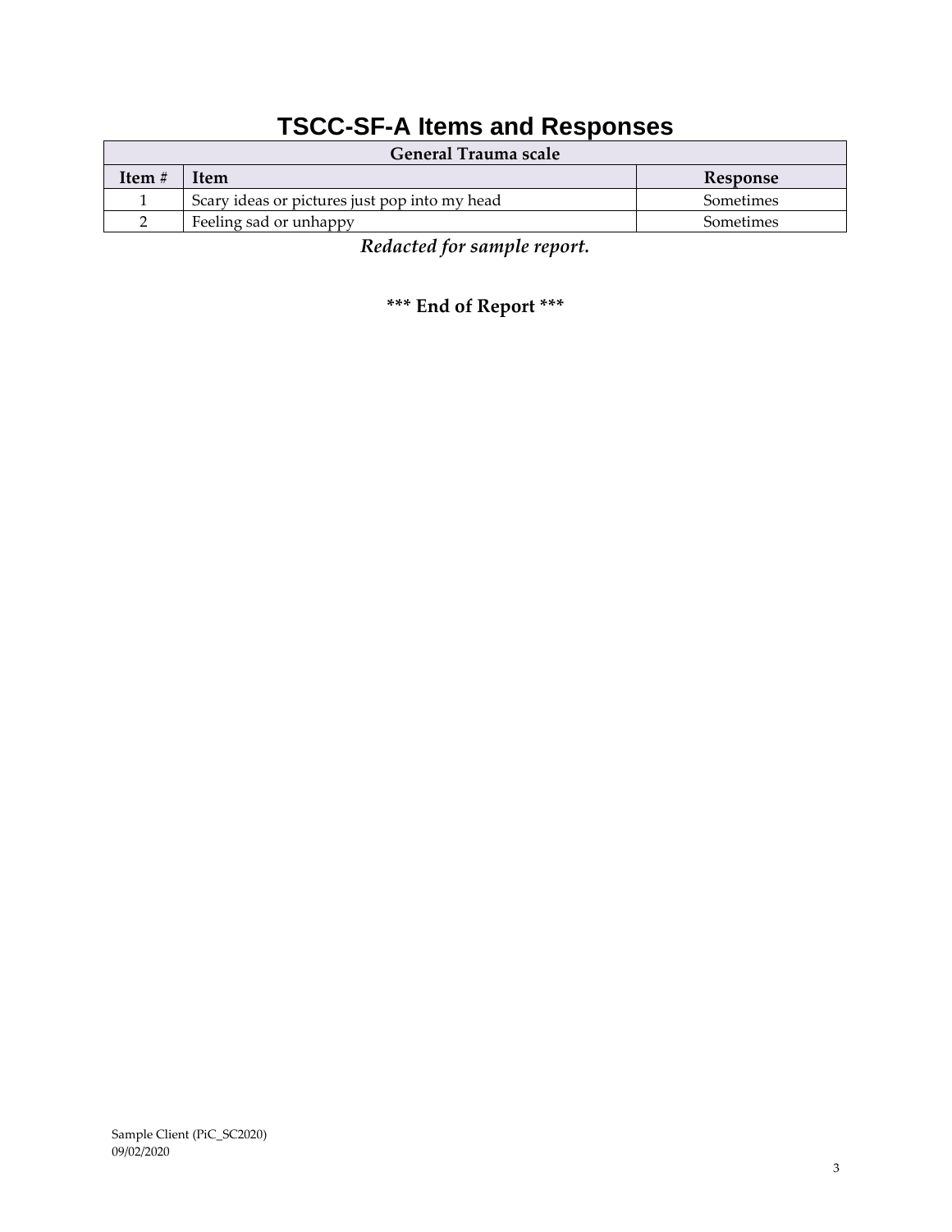# TSCC-SF-A Items and Responses

| General Trauma scale | | |
|---|---|---|
| **Item #** | **Item** | **Response** |
| 1 | Scary ideas or pictures just pop into my head | Sometimes |
| 2 | Feeling sad or unhappy | Sometimes |

***Redacted for sample report.***

**\*\*\* End of Report \*\*\***

Sample Client (PiC_SC2020)
09/02/2020